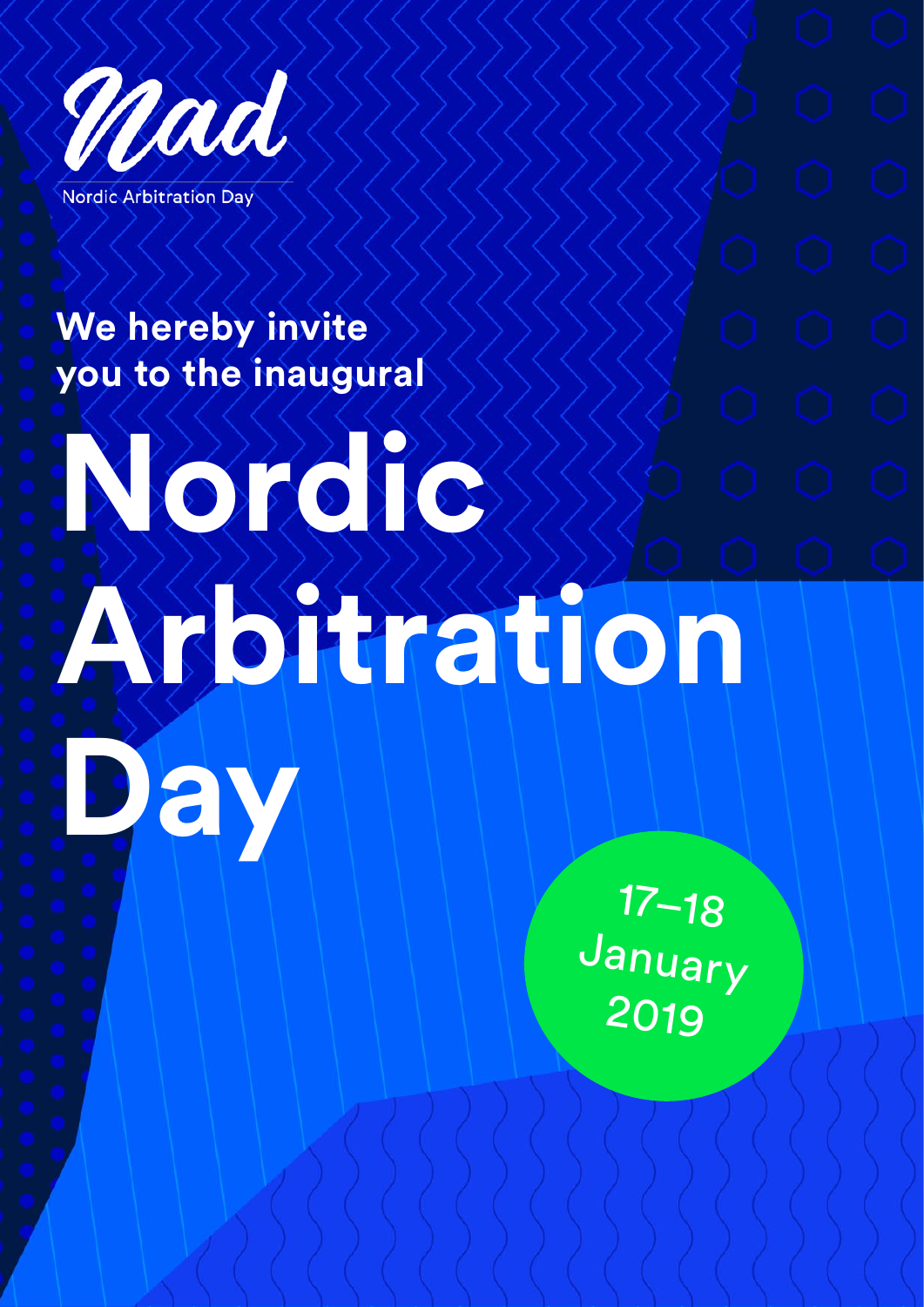Nad

Nordic Arbitration Day

We hereby invite you to the inaugural

# Nordic Arbitration Day

17–18 January 2019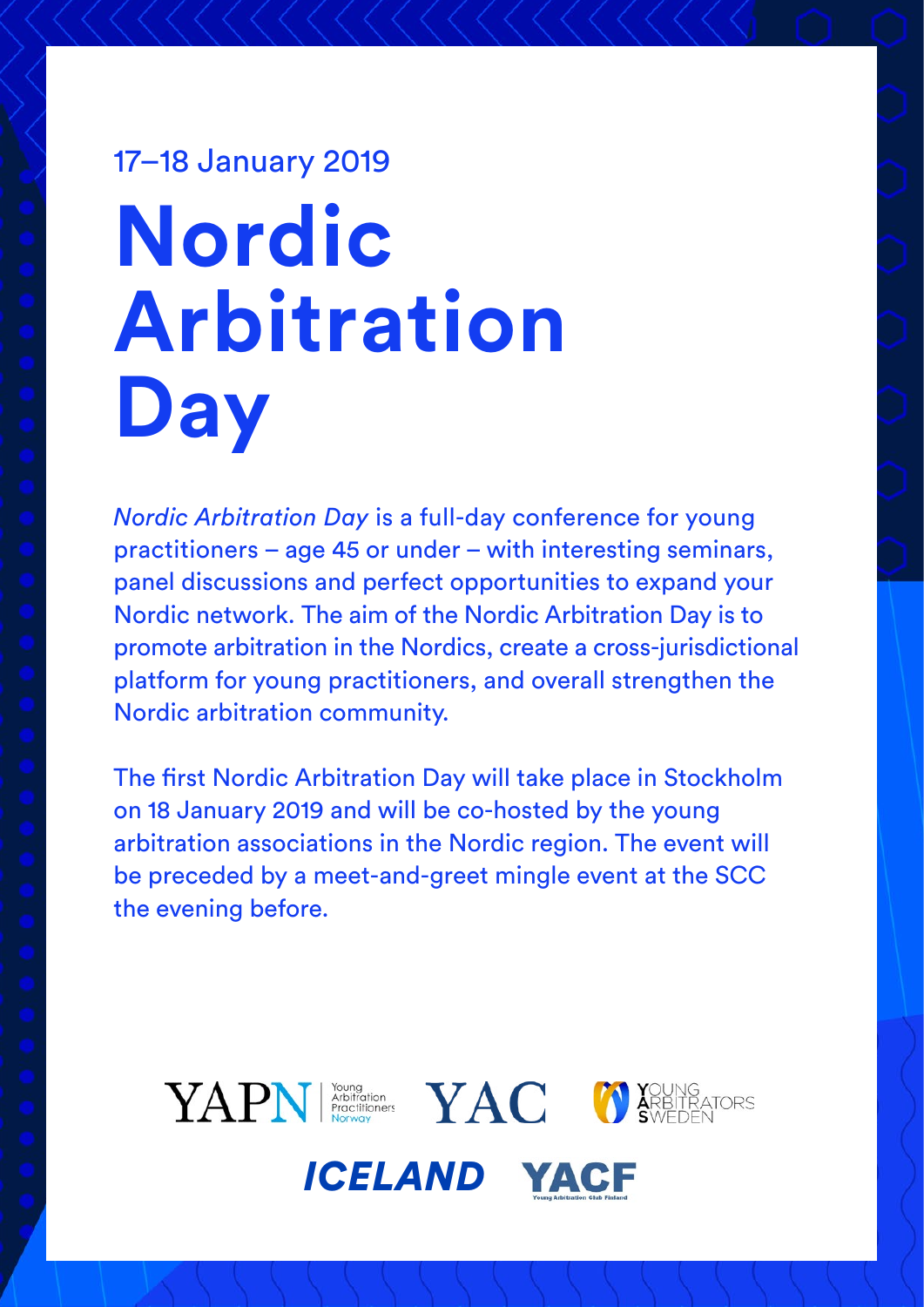17–18 January 2019

# Nordic Arbitration Day

*Nordic Arbitration Day* is a full-day conference for young practitioners – age 45 or under – with interesting seminars, panel discussions and perfect opportunities to expand your Nordic network. The aim of the Nordic Arbitration Day is to promote arbitration in the Nordics, create a cross-jurisdictional platform for young practitioners, and overall strengthen the Nordic arbitration community.

The first Nordic Arbitration Day will take place in Stockholm on 18 January 2019 and will be co-hosted by the young arbitration associations in the Nordic region. The event will be preceded by a meet-and-greet mingle event at the SCC the evening before.

YAPN Young Arbitration Practitioners Norway

YAC

Young Arbitrators Sweden

ICELAND

YACF Young Arbitration Club Finland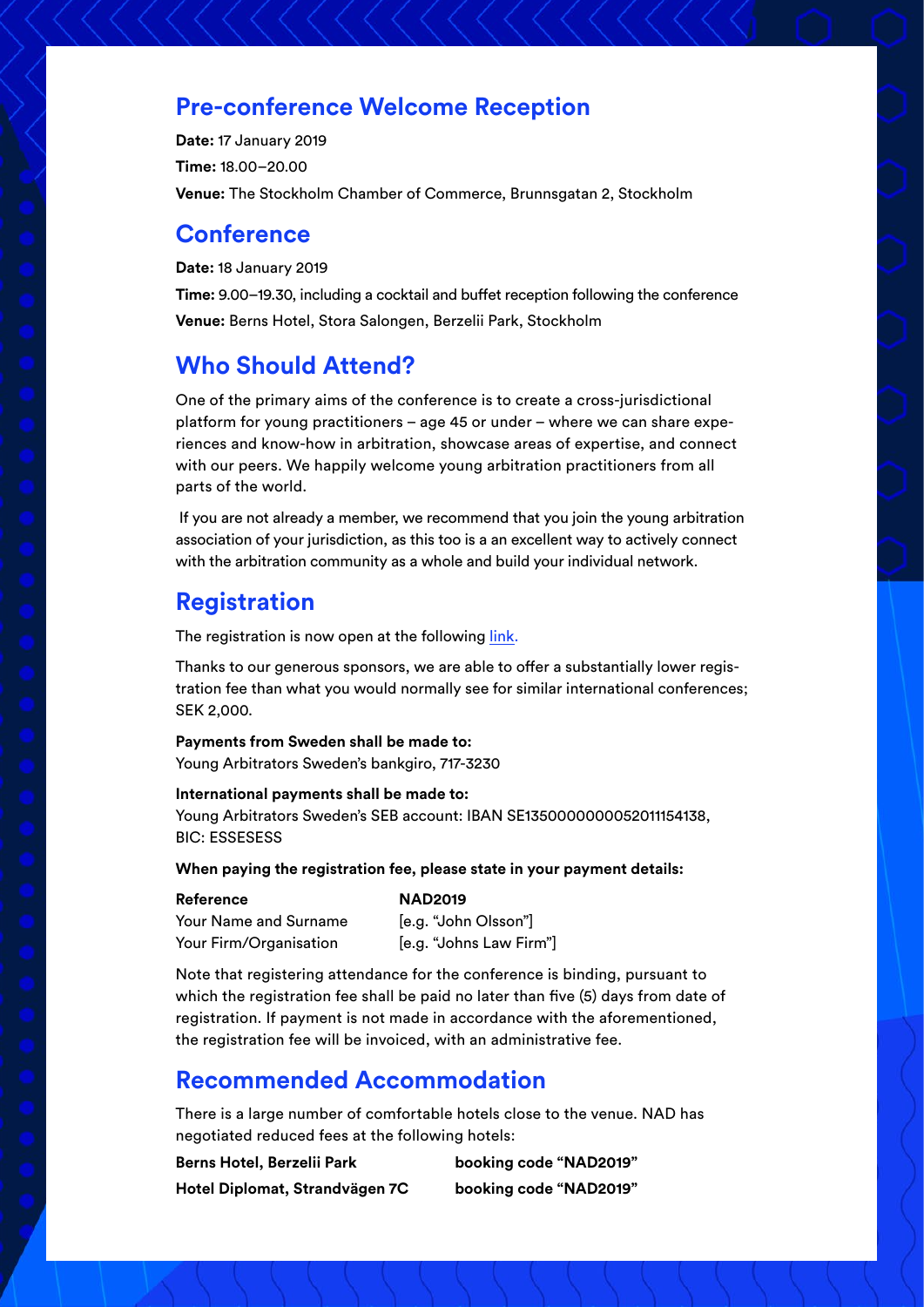## Pre-conference Welcome Reception

**Date:** 17 January 2019

**Time:** 18.00–20.00

**Venue:** The Stockholm Chamber of Commerce, Brunnsgatan 2, Stockholm

## Conference

**Date:** 18 January 2019

**Time:** 9.00–19.30, including a cocktail and buffet reception following the conference

**Venue:** Berns Hotel, Stora Salongen, Berzelii Park, Stockholm

## Who Should Attend?

One of the primary aims of the conference is to create a cross-jurisdictional platform for young practitioners – age 45 or under – where we can share experiences and know-how in arbitration, showcase areas of expertise, and connect with our peers. We happily welcome young arbitration practitioners from all parts of the world.

If you are not already a member, we recommend that you join the young arbitration association of your jurisdiction, as this too is a an excellent way to actively connect with the arbitration community as a whole and build your individual network.

## Registration

The registration is now open at the following link.

Thanks to our generous sponsors, we are able to offer a substantially lower registration fee than what you would normally see for similar international conferences; SEK 2,000.

**Payments from Sweden shall be made to:**
Young Arbitrators Sweden's bankgiro, 717-3230

**International payments shall be made to:**
Young Arbitrators Sweden's SEB account: IBAN SE1350000000052011154138, BIC: ESSESESS

**When paying the registration fee, please state in your payment details:**

| | |
|---|---|
| **Reference** | **NAD2019** |
| Your Name and Surname | [e.g. "John Olsson"] |
| Your Firm/Organisation | [e.g. "Johns Law Firm"] |

Note that registering attendance for the conference is binding, pursuant to which the registration fee shall be paid no later than five (5) days from date of registration. If payment is not made in accordance with the aforementioned, the registration fee will be invoiced, with an administrative fee.

## Recommended Accommodation

There is a large number of comfortable hotels close to the venue. NAD has negotiated reduced fees at the following hotels:

| | |
|---|---|
| **Berns Hotel, Berzelii Park** | **booking code "NAD2019"** |
| **Hotel Diplomat, Strandvägen 7C** | **booking code "NAD2019"** |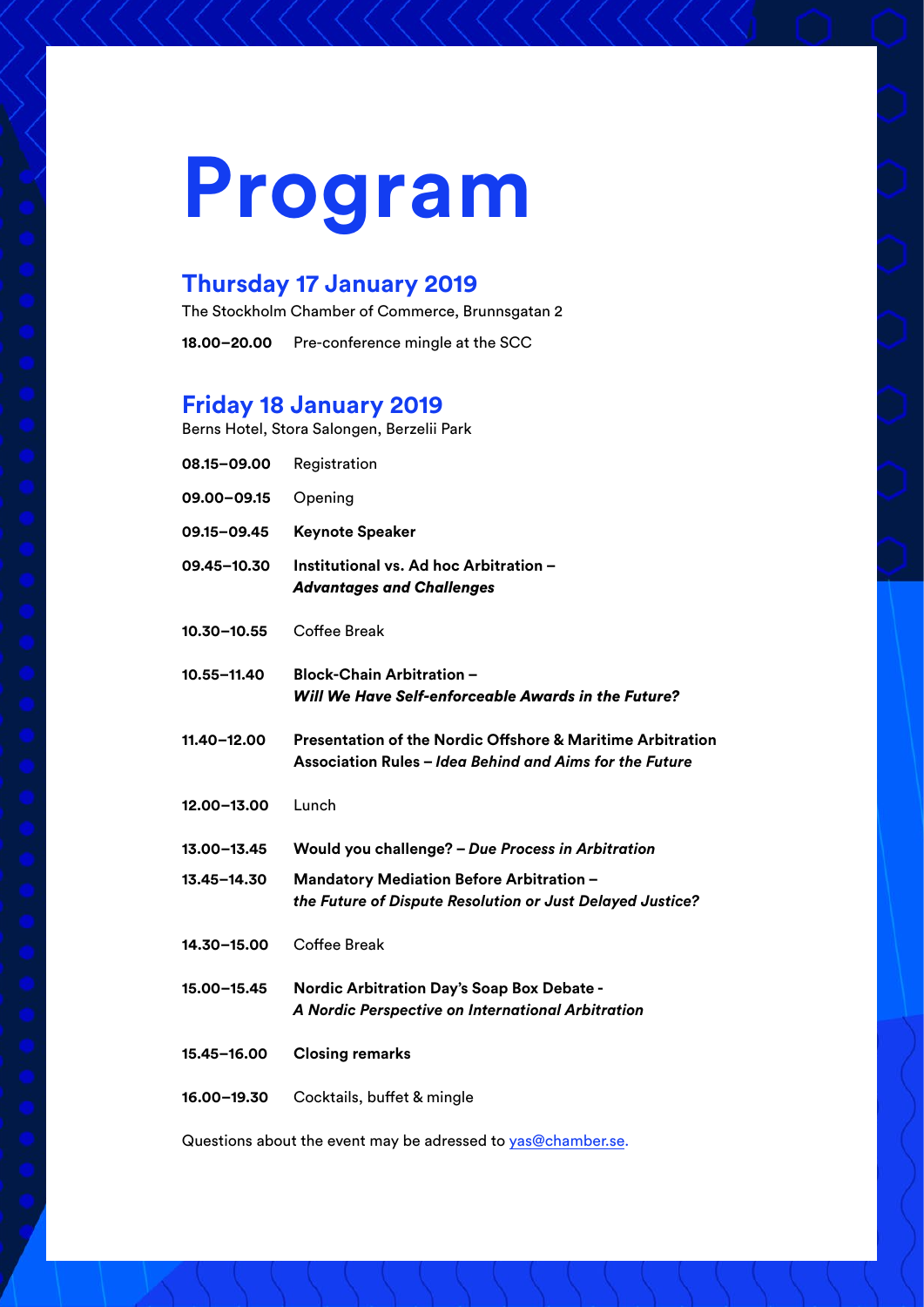# Program

## Thursday 17 January 2019

The Stockholm Chamber of Commerce, Brunnsgatan 2

| | |
|---|---|
| **18.00–20.00** | Pre-conference mingle at the SCC |

## Friday 18 January 2019

Berns Hotel, Stora Salongen, Berzelii Park

| | |
|---|---|
| **08.15–09.00** | Registration |
| **09.00–09.15** | Opening |
| **09.15–09.45** | **Keynote Speaker** |
| **09.45–10.30** | **Institutional vs. Ad hoc Arbitration –** ***Advantages and Challenges*** |
| **10.30–10.55** | Coffee Break |
| **10.55–11.40** | **Block-Chain Arbitration –** ***Will We Have Self-enforceable Awards in the Future?*** |
| **11.40–12.00** | **Presentation of the Nordic Offshore & Maritime Arbitration Association Rules –** ***Idea Behind and Aims for the Future*** |
| **12.00–13.00** | Lunch |
| **13.00–13.45** | **Would you challenge? –** ***Due Process in Arbitration*** |
| **13.45–14.30** | **Mandatory Mediation Before Arbitration –** ***the Future of Dispute Resolution or Just Delayed Justice?*** |
| **14.30–15.00** | Coffee Break |
| **15.00–15.45** | **Nordic Arbitration Day's Soap Box Debate -** ***A Nordic Perspective on International Arbitration*** |
| **15.45–16.00** | **Closing remarks** |
| **16.00–19.30** | Cocktails, buffet & mingle |

Questions about the event may be adressed to yas@chamber.se.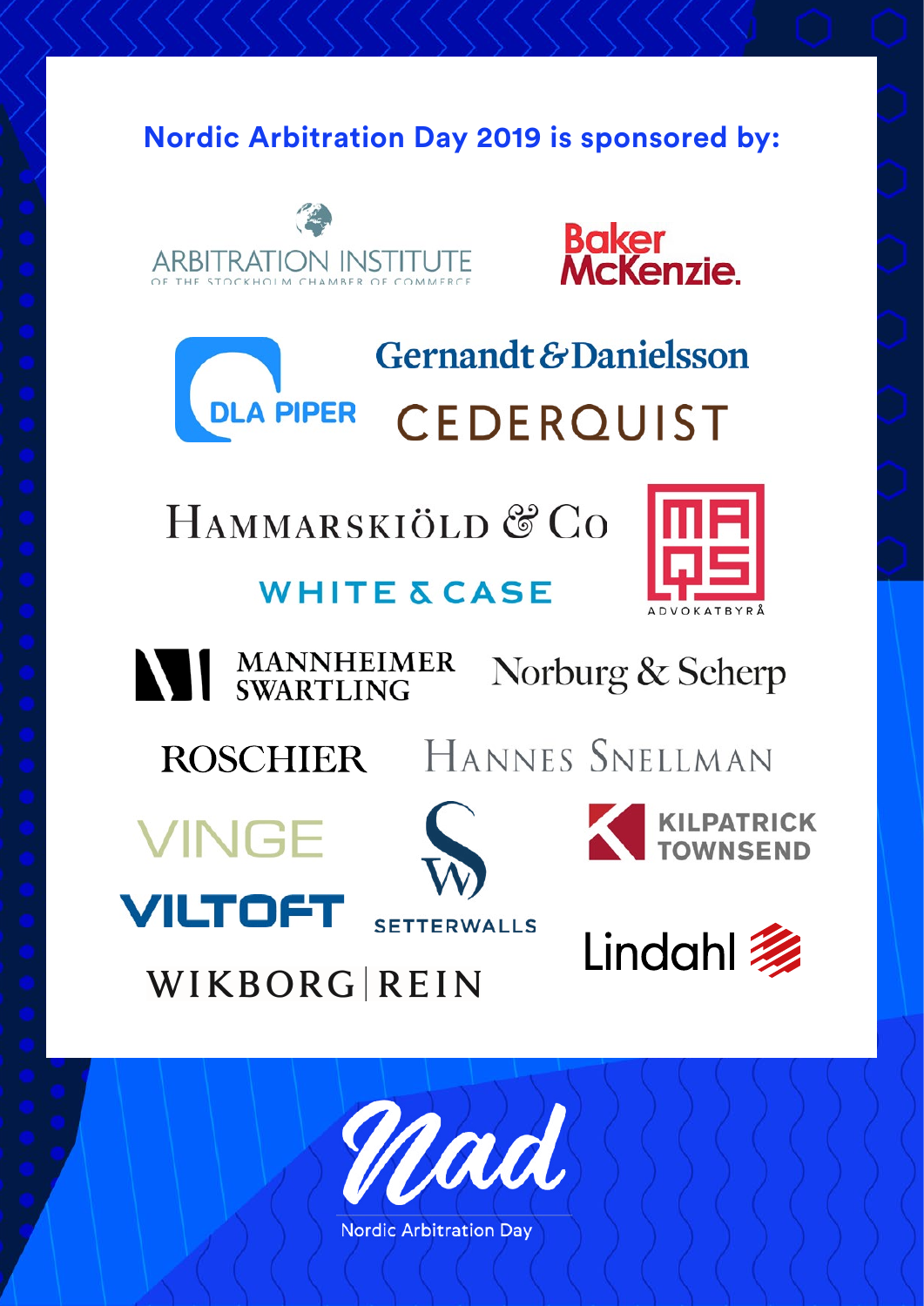**Nordic Arbitration Day 2019 is sponsored by:**

ARBITRATION INSTITUTE OF THE STOCKHOLM CHAMBER OF COMMERCE

Baker McKenzie.

DLA PIPER

Gernandt & Danielsson

CEDERQUIST

HAMMARSKIÖLD & CO

WHITE & CASE

MAQS ADVOKATBYRÅ

MANNHEIMER SWARTLING

Norburg & Scherp

ROSCHIER

HANNES SNELLMAN

VINGE

SETTERWALLS

KILPATRICK TOWNSEND

VILTOFT

Lindahl

WIKBORG | REIN

Nad

Nordic Arbitration Day